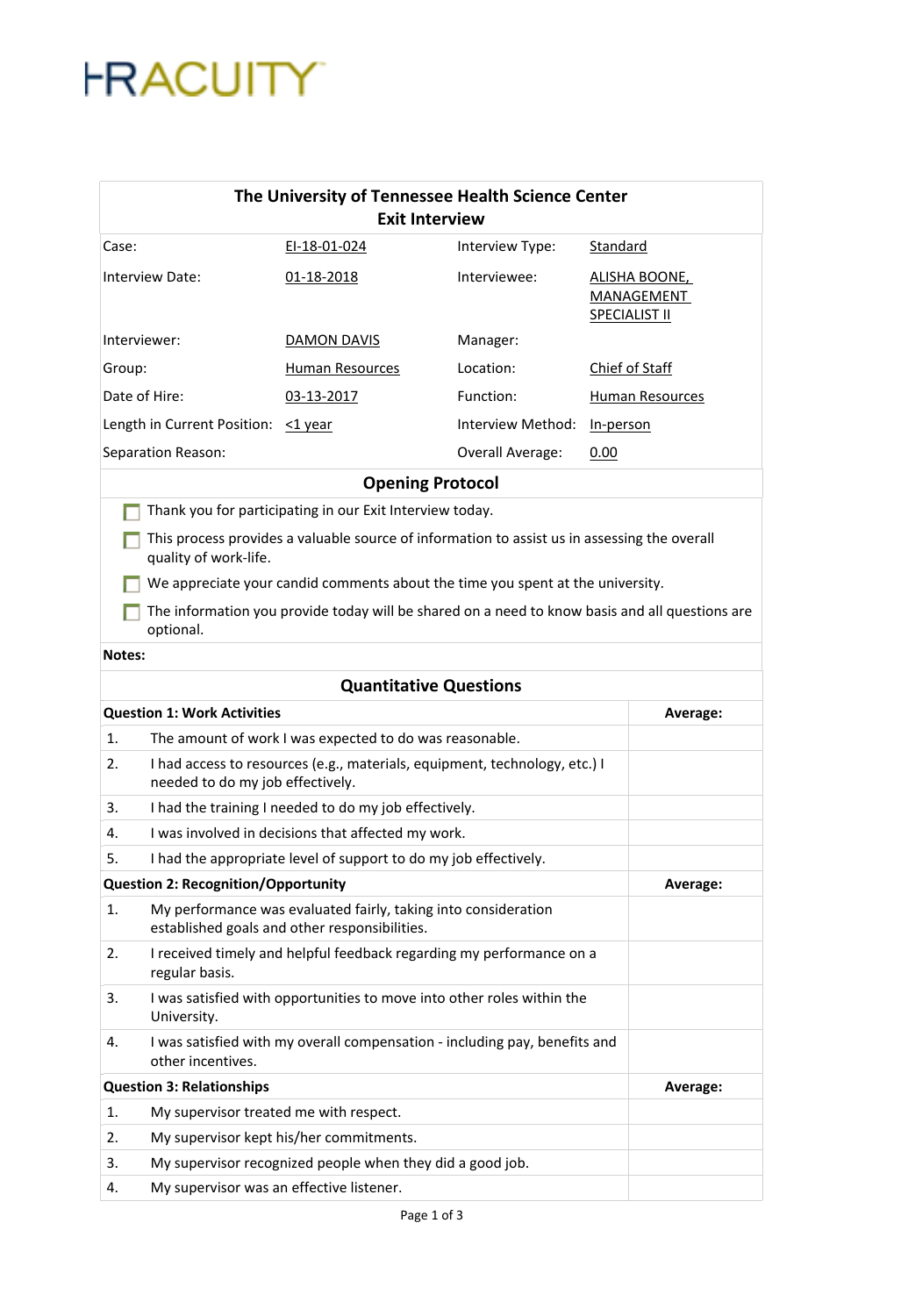HRACUITY

## The University of Tennessee Health Science Center
## Exit Interview

| | | | |
|---|---|---|---|
| Case: | EI-18-01-024 | Interview Type: | Standard |
| Interview Date: | 01-18-2018 | Interviewee: | ALISHA BOONE, MANAGEMENT SPECIALIST II |
| Interviewer: | DAMON DAVIS | Manager: | |
| Group: | Human Resources | Location: | Chief of Staff |
| Date of Hire: | 03-13-2017 | Function: | Human Resources |
| Length in Current Position: | <1 year | Interview Method: | In-person |
| Separation Reason: | | Overall Average: | 0.00 |

### Opening Protocol

- ☐ Thank you for participating in our Exit Interview today.
- ☐ This process provides a valuable source of information to assist us in assessing the overall quality of work-life.
- ☐ We appreciate your candid comments about the time you spent at the university.
- ☐ The information you provide today will be shared on a need to know basis and all questions are optional.

**Notes:**

### Quantitative Questions

| **Question 1: Work Activities** | **Average:** |
|---|---|
| 1. The amount of work I was expected to do was reasonable. | |
| 2. I had access to resources (e.g., materials, equipment, technology, etc.) I needed to do my job effectively. | |
| 3. I had the training I needed to do my job effectively. | |
| 4. I was involved in decisions that affected my work. | |
| 5. I had the appropriate level of support to do my job effectively. | |
| **Question 2: Recognition/Opportunity** | **Average:** |
| 1. My performance was evaluated fairly, taking into consideration established goals and other responsibilities. | |
| 2. I received timely and helpful feedback regarding my performance on a regular basis. | |
| 3. I was satisfied with opportunities to move into other roles within the University. | |
| 4. I was satisfied with my overall compensation - including pay, benefits and other incentives. | |
| **Question 3: Relationships** | **Average:** |
| 1. My supervisor treated me with respect. | |
| 2. My supervisor kept his/her commitments. | |
| 3. My supervisor recognized people when they did a good job. | |
| 4. My supervisor was an effective listener. | |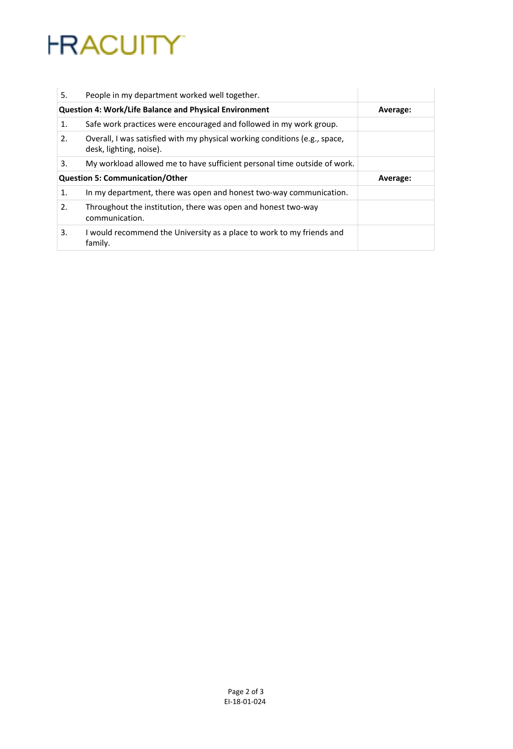| | | |
|---|---|---|
| 5. | People in my department worked well together. | |
| **Question 4: Work/Life Balance and Physical Environment** | | **Average:** |
| 1. | Safe work practices were encouraged and followed in my work group. | |
| 2. | Overall, I was satisfied with my physical working conditions (e.g., space, desk, lighting, noise). | |
| 3. | My workload allowed me to have sufficient personal time outside of work. | |
| **Question 5: Communication/Other** | | **Average:** |
| 1. | In my department, there was open and honest two-way communication. | |
| 2. | Throughout the institution, there was open and honest two-way communication. | |
| 3. | I would recommend the University as a place to work to my friends and family. | |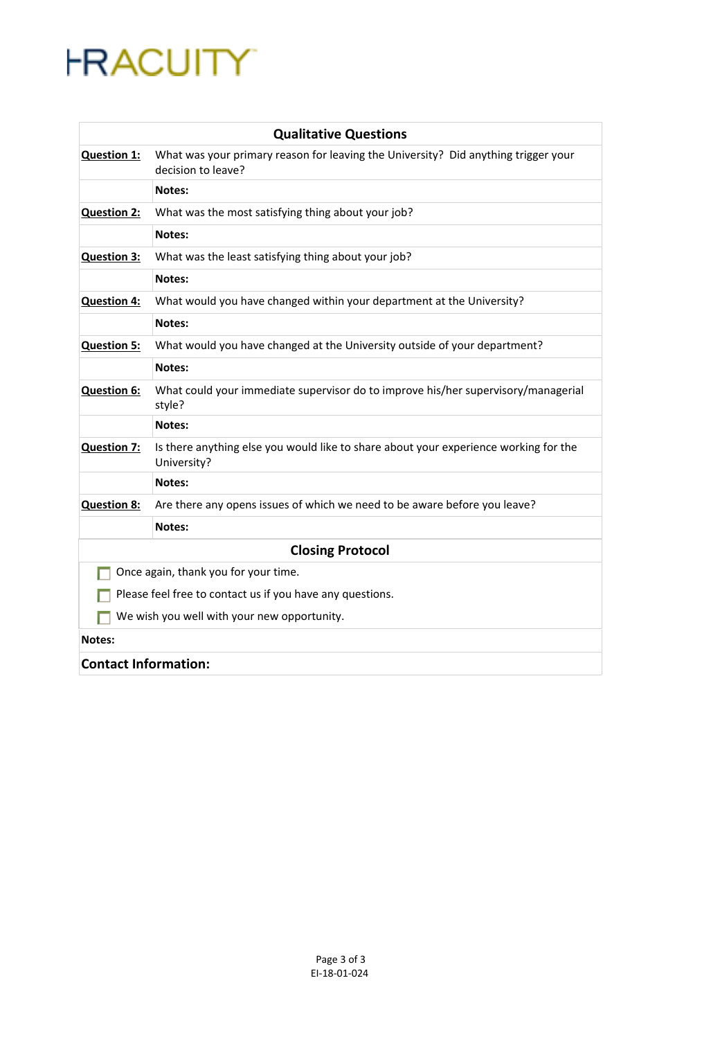HRACUITY

| Qualitative Questions | |
|---|---|
| **Question 1:** | What was your primary reason for leaving the University? Did anything trigger your decision to leave? |
| | **Notes:** |
| **Question 2:** | What was the most satisfying thing about your job? |
| | **Notes:** |
| **Question 3:** | What was the least satisfying thing about your job? |
| | **Notes:** |
| **Question 4:** | What would you have changed within your department at the University? |
| | **Notes:** |
| **Question 5:** | What would you have changed at the University outside of your department? |
| | **Notes:** |
| **Question 6:** | What could your immediate supervisor do to improve his/her supervisory/managerial style? |
| | **Notes:** |
| **Question 7:** | Is there anything else you would like to share about your experience working for the University? |
| | **Notes:** |
| **Question 8:** | Are there any opens issues of which we need to be aware before you leave? |
| | **Notes:** |

**Closing Protocol**

- [ ] Once again, thank you for your time.
- [ ] Please feel free to contact us if you have any questions.
- [ ] We wish you well with your new opportunity.

**Notes:**

**Contact Information:**

EI-18-01-024